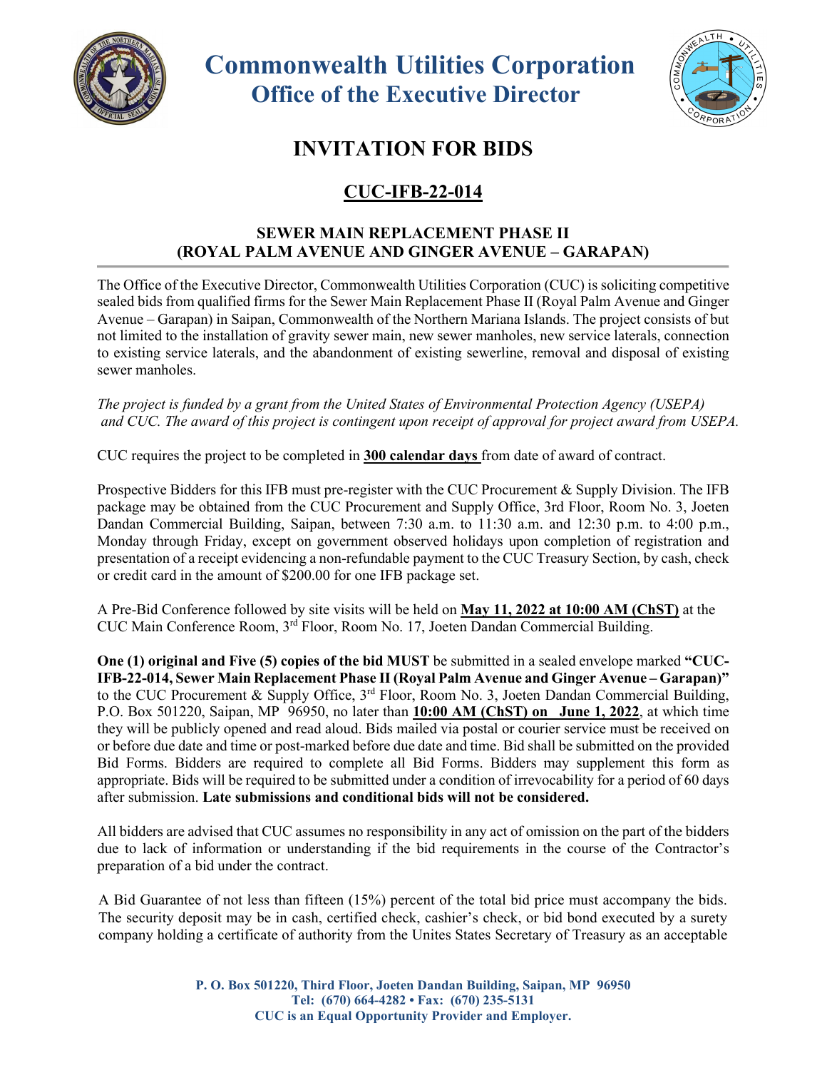# Commonwealth Utilities Corporation
## Office of the Executive Director

# INVITATION FOR BIDS

## CUC-IFB-22-014

### SEWER MAIN REPLACEMENT PHASE II (ROYAL PALM AVENUE AND GINGER AVENUE – GARAPAN)

The Office of the Executive Director, Commonwealth Utilities Corporation (CUC) is soliciting competitive sealed bids from qualified firms for the Sewer Main Replacement Phase II (Royal Palm Avenue and Ginger Avenue – Garapan) in Saipan, Commonwealth of the Northern Mariana Islands. The project consists of but not limited to the installation of gravity sewer main, new sewer manholes, new service laterals, connection to existing service laterals, and the abandonment of existing sewerline, removal and disposal of existing sewer manholes.

*The project is funded by a grant from the United States of Environmental Protection Agency (USEPA) and CUC. The award of this project is contingent upon receipt of approval for project award from USEPA.*

CUC requires the project to be completed in **300 calendar days** from date of award of contract.

Prospective Bidders for this IFB must pre-register with the CUC Procurement & Supply Division. The IFB package may be obtained from the CUC Procurement and Supply Office, 3rd Floor, Room No. 3, Joeten Dandan Commercial Building, Saipan, between 7:30 a.m. to 11:30 a.m. and 12:30 p.m. to 4:00 p.m., Monday through Friday, except on government observed holidays upon completion of registration and presentation of a receipt evidencing a non-refundable payment to the CUC Treasury Section, by cash, check or credit card in the amount of $200.00 for one IFB package set.

A Pre-Bid Conference followed by site visits will be held on **May 11, 2022 at 10:00 AM (ChST)** at the CUC Main Conference Room, 3rd Floor, Room No. 17, Joeten Dandan Commercial Building.

**One (1) original and Five (5) copies of the bid MUST** be submitted in a sealed envelope marked **"CUC-IFB-22-014, Sewer Main Replacement Phase II (Royal Palm Avenue and Ginger Avenue – Garapan)"** to the CUC Procurement & Supply Office, 3rd Floor, Room No. 3, Joeten Dandan Commercial Building, P.O. Box 501220, Saipan, MP 96950, no later than **10:00 AM (ChST) on June 1, 2022**, at which time they will be publicly opened and read aloud. Bids mailed via postal or courier service must be received on or before due date and time or post-marked before due date and time. Bid shall be submitted on the provided Bid Forms. Bidders are required to complete all Bid Forms. Bidders may supplement this form as appropriate. Bids will be required to be submitted under a condition of irrevocability for a period of 60 days after submission. **Late submissions and conditional bids will not be considered.**

All bidders are advised that CUC assumes no responsibility in any act of omission on the part of the bidders due to lack of information or understanding if the bid requirements in the course of the Contractor's preparation of a bid under the contract.

A Bid Guarantee of not less than fifteen (15%) percent of the total bid price must accompany the bids. The security deposit may be in cash, certified check, cashier's check, or bid bond executed by a surety company holding a certificate of authority from the Unites States Secretary of Treasury as an acceptable

P. O. Box 501220, Third Floor, Joeten Dandan Building, Saipan, MP 96950
Tel: (670) 664-4282 • Fax: (670) 235-5131
CUC is an Equal Opportunity Provider and Employer.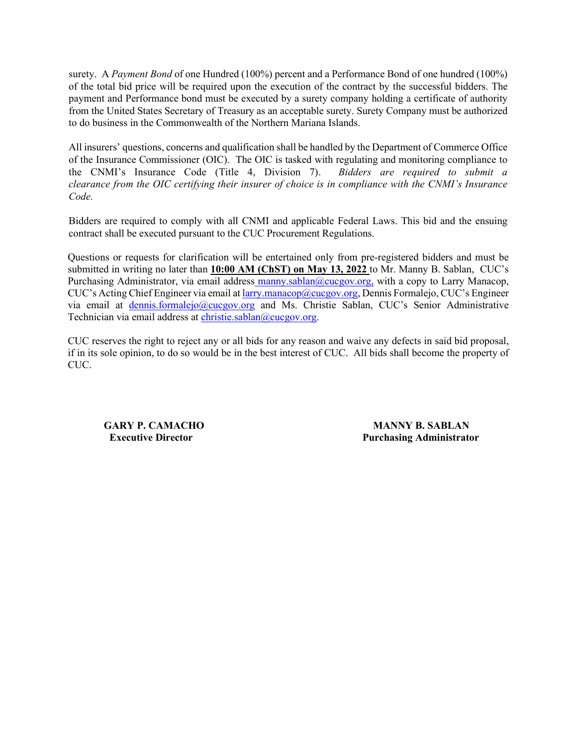surety. A *Payment Bond* of one Hundred (100%) percent and a Performance Bond of one hundred (100%) of the total bid price will be required upon the execution of the contract by the successful bidders. The payment and Performance bond must be executed by a surety company holding a certificate of authority from the United States Secretary of Treasury as an acceptable surety. Surety Company must be authorized to do business in the Commonwealth of the Northern Mariana Islands.

All insurers' questions, concerns and qualification shall be handled by the Department of Commerce Office of the Insurance Commissioner (OIC). The OIC is tasked with regulating and monitoring compliance to the CNMI's Insurance Code (Title 4, Division 7). *Bidders are required to submit a clearance from the OIC certifying their insurer of choice is in compliance with the CNMI's Insurance Code.*

Bidders are required to comply with all CNMI and applicable Federal Laws. This bid and the ensuing contract shall be executed pursuant to the CUC Procurement Regulations.

Questions or requests for clarification will be entertained only from pre-registered bidders and must be submitted in writing no later than **10:00 AM (ChST) on May 13, 2022** to Mr. Manny B. Sablan, CUC's Purchasing Administrator, via email address manny.sablan@cucgov.org, with a copy to Larry Manacop, CUC's Acting Chief Engineer via email at larry.manacop@cucgov.org, Dennis Formalejo, CUC's Engineer via email at dennis.formalejo@cucgov.org and Ms. Christie Sablan, CUC's Senior Administrative Technician via email address at christie.sablan@cucgov.org.

CUC reserves the right to reject any or all bids for any reason and waive any defects in said bid proposal, if in its sole opinion, to do so would be in the best interest of CUC. All bids shall become the property of CUC.

**GARY P. CAMACHO**
**Executive Director**

**MANNY B. SABLAN**
**Purchasing Administrator**